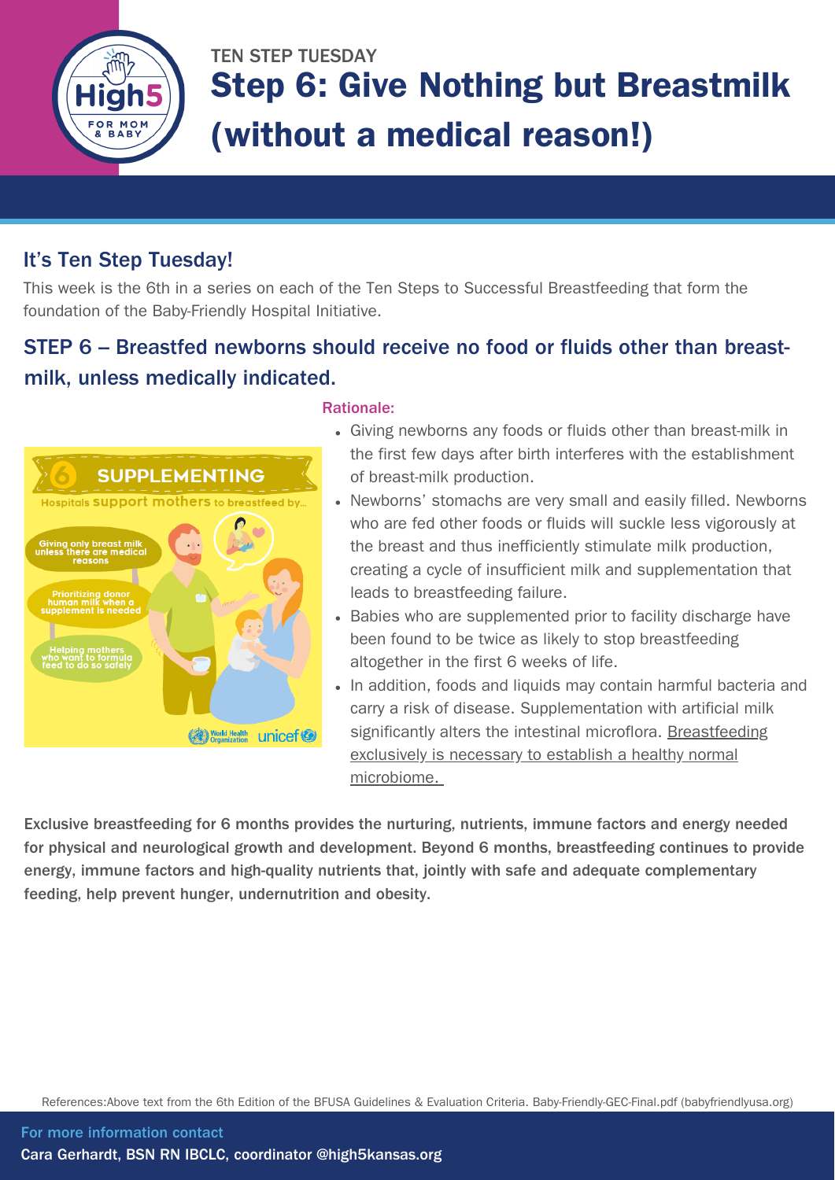TEN STEP TUESDAY

# Step 6: Give Nothing but Breastmilk (without a medical reason!)

## It's Ten Step Tuesday!

This week is the 6th in a series on each of the Ten Steps to Successful Breastfeeding that form the foundation of the Baby-Friendly Hospital Initiative.

## STEP 6 – Breastfed newborns should receive no food or fluids other than breast-milk, unless medically indicated.

**Rationale:**

- Giving newborns any foods or fluids other than breast-milk in the first few days after birth interferes with the establishment of breast-milk production.
- Newborns' stomachs are very small and easily filled. Newborns who are fed other foods or fluids will suckle less vigorously at the breast and thus inefficiently stimulate milk production, creating a cycle of insufficient milk and supplementation that leads to breastfeeding failure.
- Babies who are supplemented prior to facility discharge have been found to be twice as likely to stop breastfeeding altogether in the first 6 weeks of life.
- In addition, foods and liquids may contain harmful bacteria and carry a risk of disease. Supplementation with artificial milk significantly alters the intestinal microflora. Breastfeeding exclusively is necessary to establish a healthy normal microbiome.

**Exclusive breastfeeding for 6 months provides the nurturing, nutrients, immune factors and energy needed for physical and neurological growth and development. Beyond 6 months, breastfeeding continues to provide energy, immune factors and high-quality nutrients that, jointly with safe and adequate complementary feeding, help prevent hunger, undernutrition and obesity.**

References:Above text from the 6th Edition of the BFUSA Guidelines & Evaluation Criteria. Baby-Friendly-GEC-Final.pdf (babyfriendlyusa.org)

For more information contact
Cara Gerhardt, BSN RN IBCLC, coordinator @high5kansas.org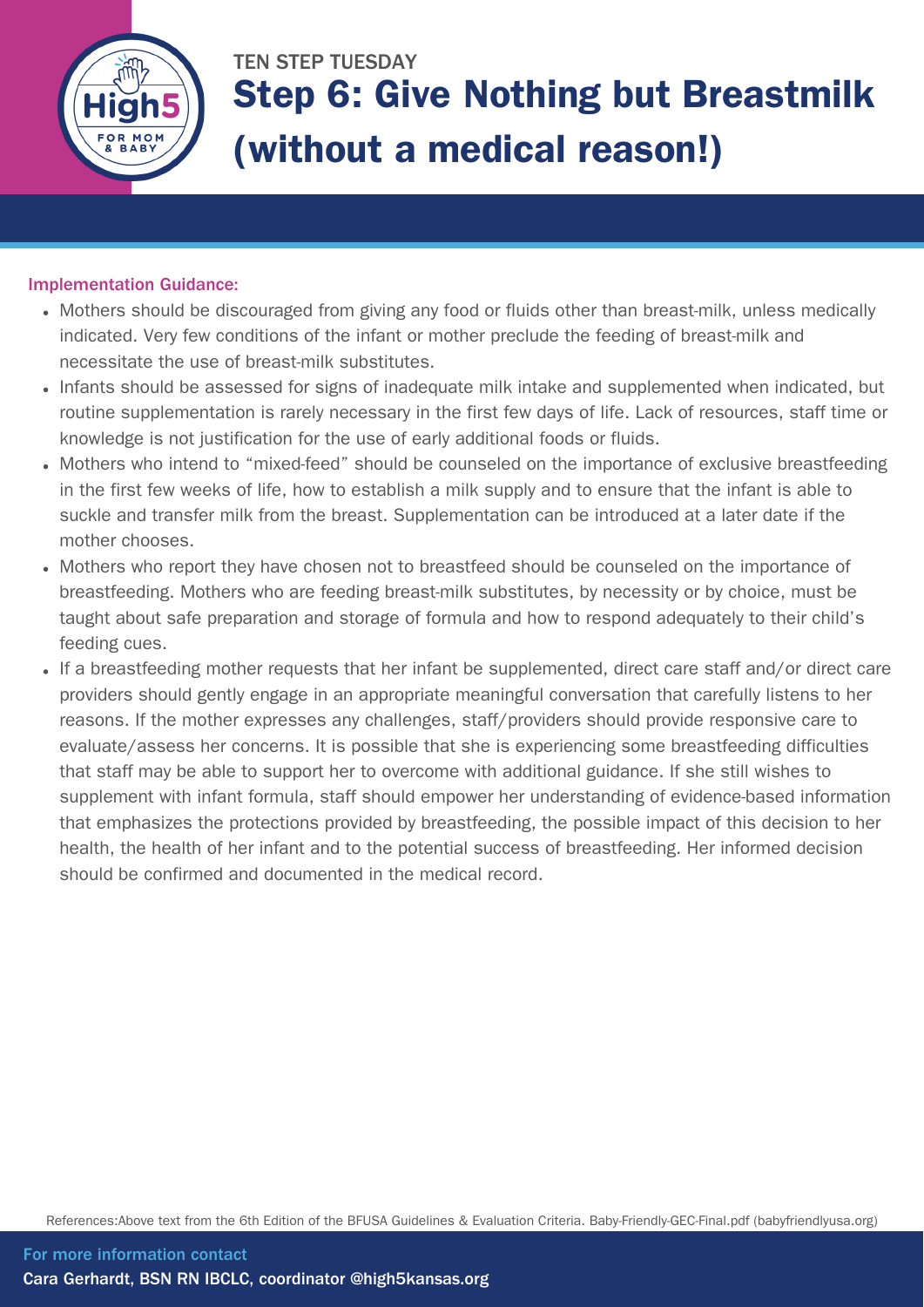TEN STEP TUESDAY

# Step 6: Give Nothing but Breastmilk (without a medical reason!)

**Implementation Guidance:**

- Mothers should be discouraged from giving any food or fluids other than breast-milk, unless medically indicated. Very few conditions of the infant or mother preclude the feeding of breast-milk and necessitate the use of breast-milk substitutes.
- Infants should be assessed for signs of inadequate milk intake and supplemented when indicated, but routine supplementation is rarely necessary in the first few days of life. Lack of resources, staff time or knowledge is not justification for the use of early additional foods or fluids.
- Mothers who intend to "mixed-feed" should be counseled on the importance of exclusive breastfeeding in the first few weeks of life, how to establish a milk supply and to ensure that the infant is able to suckle and transfer milk from the breast. Supplementation can be introduced at a later date if the mother chooses.
- Mothers who report they have chosen not to breastfeed should be counseled on the importance of breastfeeding. Mothers who are feeding breast-milk substitutes, by necessity or by choice, must be taught about safe preparation and storage of formula and how to respond adequately to their child's feeding cues.
- If a breastfeeding mother requests that her infant be supplemented, direct care staff and/or direct care providers should gently engage in an appropriate meaningful conversation that carefully listens to her reasons. If the mother expresses any challenges, staff/providers should provide responsive care to evaluate/assess her concerns. It is possible that she is experiencing some breastfeeding difficulties that staff may be able to support her to overcome with additional guidance. If she still wishes to supplement with infant formula, staff should empower her understanding of evidence-based information that emphasizes the protections provided by breastfeeding, the possible impact of this decision to her health, the health of her infant and to the potential success of breastfeeding. Her informed decision should be confirmed and documented in the medical record.

References:Above text from the 6th Edition of the BFUSA Guidelines & Evaluation Criteria. Baby-Friendly-GEC-Final.pdf (babyfriendlyusa.org)

For more information contact
Cara Gerhardt, BSN RN IBCLC, coordinator @high5kansas.org